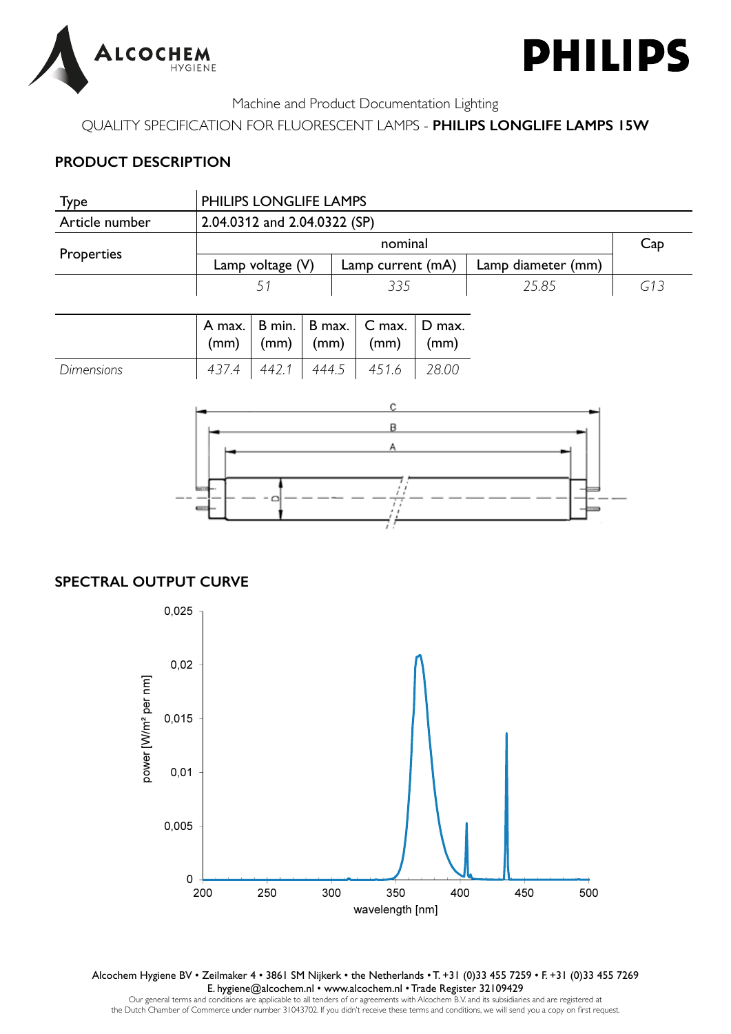Machine and Product Documentation Lighting

QUALITY SPECIFICATION FOR FLUORESCENT LAMPS - **PHILIPS LONGLIFE LAMPS 15W**

## PRODUCT DESCRIPTION

| Type | PHILIPS LONGLIFE LAMPS | | | |
|---|---|---|---|---|
| Article number | 2.04.0312 and 2.04.0322 (SP) | | | |
| Properties | nominal | | | Cap |
| | Lamp voltage (V) | Lamp current (mA) | Lamp diameter (mm) | |
| | *51* | *335* | *25.85* | *G13* |

| | A max. (mm) | B min. (mm) | B max. (mm) | C max. (mm) | D max. (mm) |
|---|---|---|---|---|---|
| *Dimensions* | *437.4* | *442.1* | *444.5* | *451.6* | *28.00* |

## SPECTRAL OUTPUT CURVE

Alcochem Hygiene BV • Zeilmaker 4 • 3861 SM Nijkerk • the Netherlands • T. +31 (0)33 455 7259 • F. +31 (0)33 455 7269
E. hygiene@alcochem.nl • www.alcochem.nl • Trade Register 32109429
Our general terms and conditions are applicable to all tenders of or agreements with Alcochem B.V. and its subsidiaries and are registered at the Dutch Chamber of Commerce under number 31043702. If you didn't receive these terms and conditions, we will send you a copy on first request.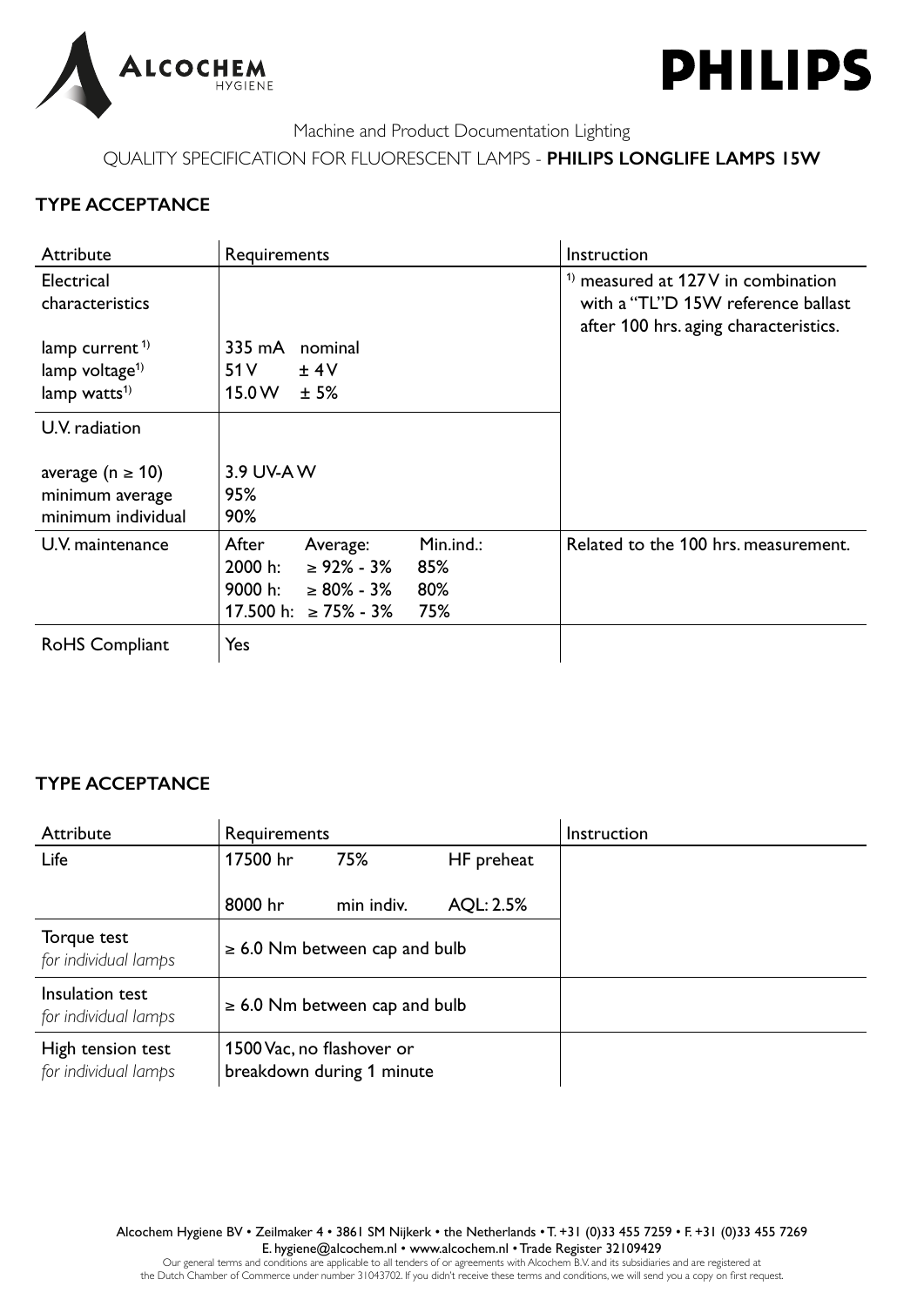Machine and Product Documentation Lighting

QUALITY SPECIFICATION FOR FLUORESCENT LAMPS - **PHILIPS LONGLIFE LAMPS 15W**

## TYPE ACCEPTANCE

| Attribute | Requirements | Instruction |
|---|---|---|
| Electrical characteristics | | [1] measured at 127 V in combination with a "TL"D 15W reference ballast after 100 hrs. aging characteristics. |
| lamp current [1] | 335 mA nominal | |
| lamp voltage [1] | 51 V ± 4 V | |
| lamp watts [1] | 15.0 W ± 5% | |
| U.V. radiation | | |
| average (n ≥ 10) | 3.9 UV-A W | |
| minimum average | 95% | |
| minimum individual | 90% | |
| U.V. maintenance | After — Average: — Min.ind.:<br>2000 h: ≥ 92% - 3% — 85%<br>9000 h: ≥ 80% - 3% — 80%<br>17.500 h: ≥ 75% - 3% — 75% | Related to the 100 hrs. measurement. |
| RoHS Compliant | Yes | |

## TYPE ACCEPTANCE

| Attribute | Requirements | | | Instruction |
|---|---|---|---|---|
| Life | 17500 hr | 75% | HF preheat | |
| | 8000 hr | min indiv. | AQL: 2.5% | |
| Torque test *for individual lamps* | ≥ 6.0 Nm between cap and bulb | | | |
| Insulation test *for individual lamps* | ≥ 6.0 Nm between cap and bulb | | | |
| High tension test *for individual lamps* | 1500 Vac, no flashover or breakdown during 1 minute | | | |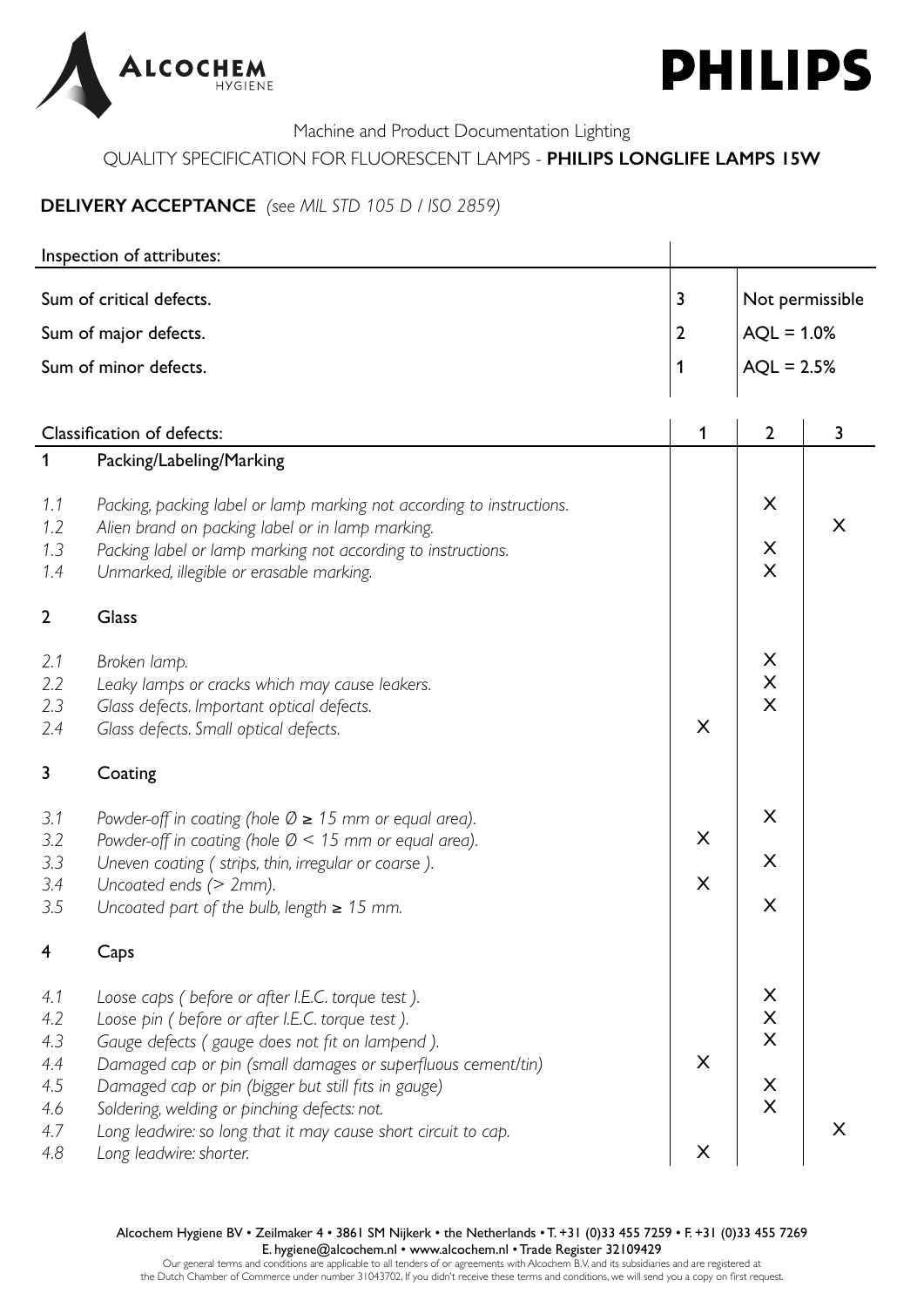Machine and Product Documentation Lighting

QUALITY SPECIFICATION FOR FLUORESCENT LAMPS - **PHILIPS LONGLIFE LAMPS 15W**

## DELIVERY ACCEPTANCE *(see MIL STD 105 D / ISO 2859)*

| Inspection of attributes: | | |
|---|---|---|
| Sum of critical defects. | 3 | Not permissible |
| Sum of major defects. | 2 | AQL = 1.0% |
| Sum of minor defects. | 1 | AQL = 2.5% |

| | Classification of defects: | 1 | 2 | 3 |
|---|---|---|---|---|
| **1** | **Packing/Labeling/Marking** | | | |
| *1.1* | *Packing, packing label or lamp marking not according to instructions.* | | X | |
| *1.2* | *Alien brand on packing label or in lamp marking.* | | | X |
| *1.3* | *Packing label or lamp marking not according to instructions.* | | X | |
| *1.4* | *Unmarked, illegible or erasable marking.* | | X | |
| **2** | **Glass** | | | |
| *2.1* | *Broken lamp.* | | X | |
| *2.2* | *Leaky lamps or cracks which may cause leakers.* | | X | |
| *2.3* | *Glass defects. Important optical defects.* | | X | |
| *2.4* | *Glass defects. Small optical defects.* | X | | |
| **3** | **Coating** | | | |
| *3.1* | *Powder-off in coating (hole Ø ≥ 15 mm or equal area).* | | X | |
| *3.2* | *Powder-off in coating (hole Ø < 15 mm or equal area).* | X | | |
| *3.3* | *Uneven coating ( strips, thin, irregular or coarse ).* | | X | |
| *3.4* | *Uncoated ends (> 2mm).* | X | | |
| *3.5* | *Uncoated part of the bulb, length ≥ 15 mm.* | | X | |
| **4** | **Caps** | | | |
| *4.1* | *Loose caps ( before or after I.E.C. torque test ).* | | X | |
| *4.2* | *Loose pin ( before or after I.E.C. torque test ).* | | X | |
| *4.3* | *Gauge defects ( gauge does not fit on lampend ).* | | X | |
| *4.4* | *Damaged cap or pin (small damages or superfluous cement/tin)* | X | | |
| *4.5* | *Damaged cap or pin (bigger but still fits in gauge)* | | X | |
| *4.6* | *Soldering, welding or pinching defects: not.* | | X | |
| *4.7* | *Long leadwire: so long that it may cause short circuit to cap.* | | | X |
| *4.8* | *Long leadwire: shorter.* | X | | |

Alcochem Hygiene BV • Zeilmaker 4 • 3861 SM Nijkerk • the Netherlands • T. +31 (0)33 455 7259 • F. +31 (0)33 455 7269
E. hygiene@alcochem.nl • www.alcochem.nl • Trade Register 32109429
Our general terms and conditions are applicable to all tenders of or agreements with Alcochem B.V. and its subsidiaries and are registered at the Dutch Chamber of Commerce under number 31043702. If you didn't receive these terms and conditions, we will send you a copy on first request.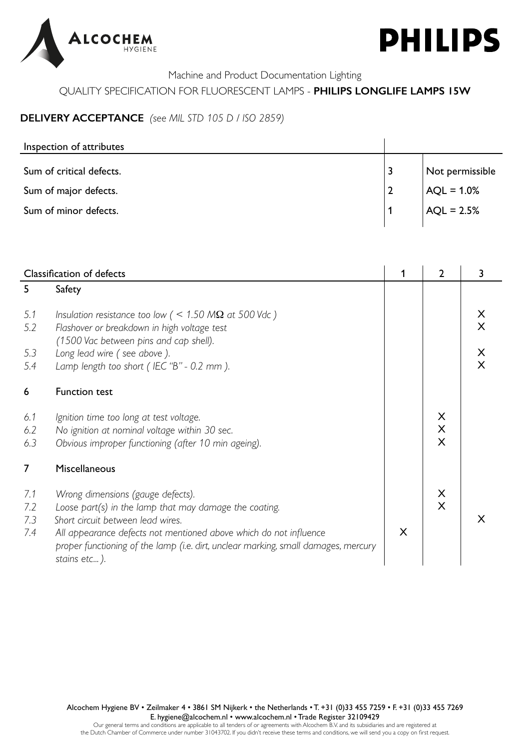Machine and Product Documentation Lighting

QUALITY SPECIFICATION FOR FLUORESCENT LAMPS - **PHILIPS LONGLIFE LAMPS 15W**

## DELIVERY ACCEPTANCE *(see MIL STD 105 D / ISO 2859)*

| Inspection of attributes | | |
|---|---|---|
| Sum of critical defects. | 3 | Not permissible |
| Sum of major defects. | 2 | AQL = 1.0% |
| Sum of minor defects. | 1 | AQL = 2.5% |

| Classification of defects | | 1 | 2 | 3 |
|---|---|---|---|---|
| **5** | **Safety** | | | |
| *5.1* | *Insulation resistance too low ( < 1.50 MΩ at 500 Vdc )* | | | X |
| *5.2* | *Flashover or breakdown in high voltage test (1500 Vac between pins and cap shell).* | | | X |
| *5.3* | *Long lead wire ( see above ).* | | | X |
| *5.4* | *Lamp length too short ( IEC "B" - 0.2 mm ).* | | | X |
| **6** | **Function test** | | | |
| *6.1* | *Ignition time too long at test voltage.* | | X | |
| *6.2* | *No ignition at nominal voltage within 30 sec.* | | X | |
| *6.3* | *Obvious improper functioning (after 10 min ageing).* | | X | |
| **7** | **Miscellaneous** | | | |
| *7.1* | *Wrong dimensions (gauge defects).* | | X | |
| *7.2* | *Loose part(s) in the lamp that may damage the coating.* | | X | |
| *7.3* | *Short circuit between lead wires.* | | | X |
| *7.4* | *All appearance defects not mentioned above which do not influence proper functioning of the lamp (i.e. dirt, unclear marking, small damages, mercury stains etc... ).* | X | | |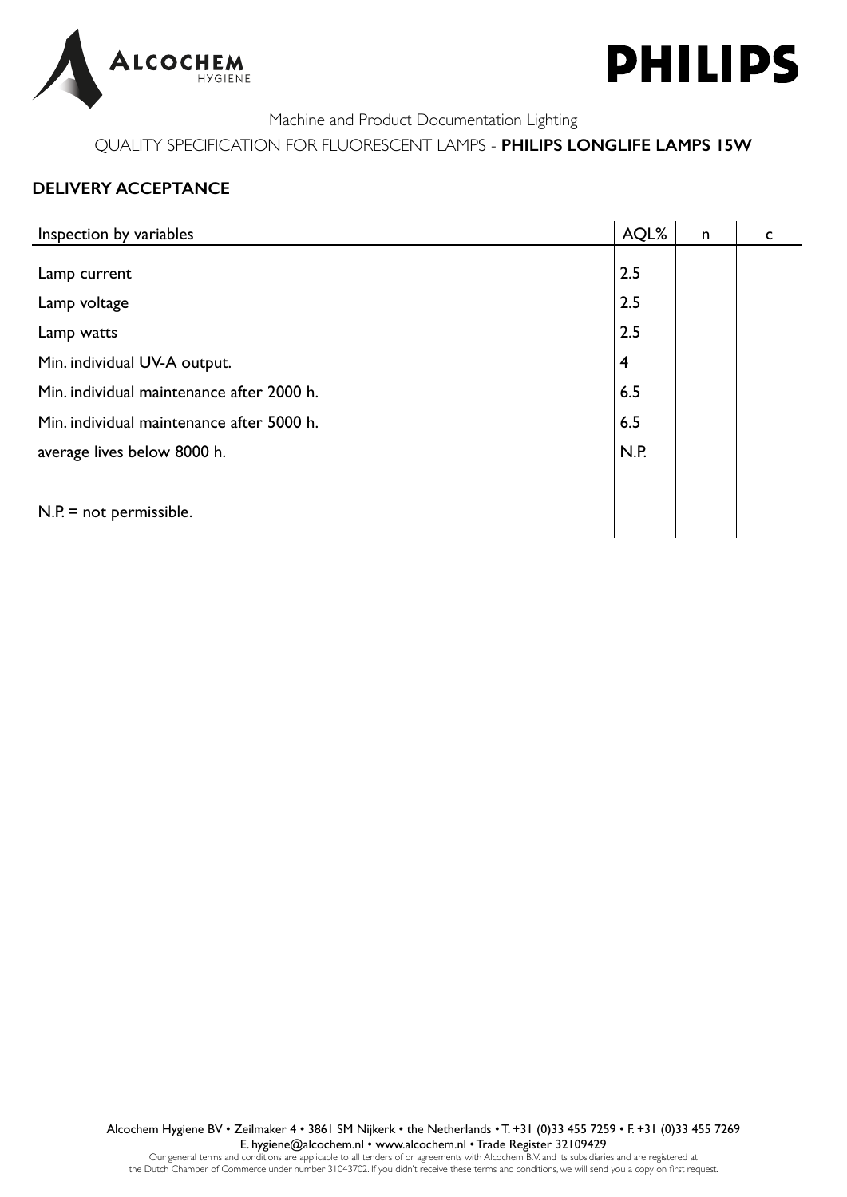Machine and Product Documentation Lighting

QUALITY SPECIFICATION FOR FLUORESCENT LAMPS - **PHILIPS LONGLIFE LAMPS 15W**

## DELIVERY ACCEPTANCE

| Inspection by variables | AQL% | n | c |
|---|---|---|---|
| Lamp current | 2.5 | | |
| Lamp voltage | 2.5 | | |
| Lamp watts | 2.5 | | |
| Min. individual UV-A output. | 4 | | |
| Min. individual maintenance after 2000 h. | 6.5 | | |
| Min. individual maintenance after 5000 h. | 6.5 | | |
| average lives below 8000 h. | N.P. | | |
| N.P. = not permissible. | | | |

Alcochem Hygiene BV • Zeilmaker 4 • 3861 SM Nijkerk • the Netherlands • T. +31 (0)33 455 7259 • F. +31 (0)33 455 7269
E. hygiene@alcochem.nl • www.alcochem.nl • Trade Register 32109429
Our general terms and conditions are applicable to all tenders of or agreements with Alcochem B.V. and its subsidiaries and are registered at the Dutch Chamber of Commerce under number 31043702. If you didn't receive these terms and conditions, we will send you a copy on first request.